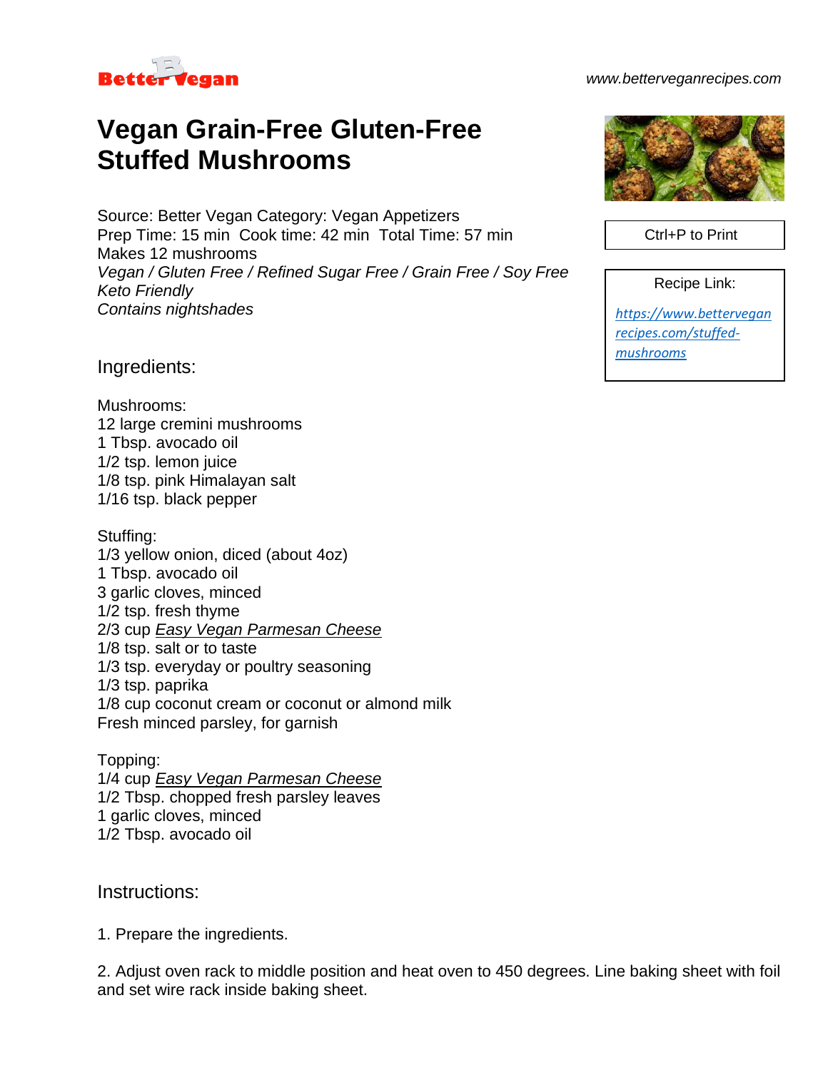Better Vegan www.betterveganrecipes.com

# Vegan Grain-Free Gluten-Free Stuffed Mushrooms

Source: Better Vegan Category: Vegan Appetizers
Prep Time: 15 min  Cook time: 42 min  Total Time: 57 min
Makes 12 mushrooms
*Vegan / Gluten Free / Refined Sugar Free / Grain Free / Soy Free*
*Keto Friendly*
*Contains nightshades*

Ctrl+P to Print

Recipe Link:

https://www.betterveganrecipes.com/stuffed-mushrooms

## Ingredients:

Mushrooms:
12 large cremini mushrooms
1 Tbsp. avocado oil
1/2 tsp. lemon juice
1/8 tsp. pink Himalayan salt
1/16 tsp. black pepper

Stuffing:
1/3 yellow onion, diced (about 4oz)
1 Tbsp. avocado oil
3 garlic cloves, minced
1/2 tsp. fresh thyme
2/3 cup *Easy Vegan Parmesan Cheese*
1/8 tsp. salt or to taste
1/3 tsp. everyday or poultry seasoning
1/3 tsp. paprika
1/8 cup coconut cream or coconut or almond milk
Fresh minced parsley, for garnish

Topping:
1/4 cup *Easy Vegan Parmesan Cheese*
1/2 Tbsp. chopped fresh parsley leaves
1 garlic cloves, minced
1/2 Tbsp. avocado oil

## Instructions:

1. Prepare the ingredients.

2. Adjust oven rack to middle position and heat oven to 450 degrees. Line baking sheet with foil and set wire rack inside baking sheet.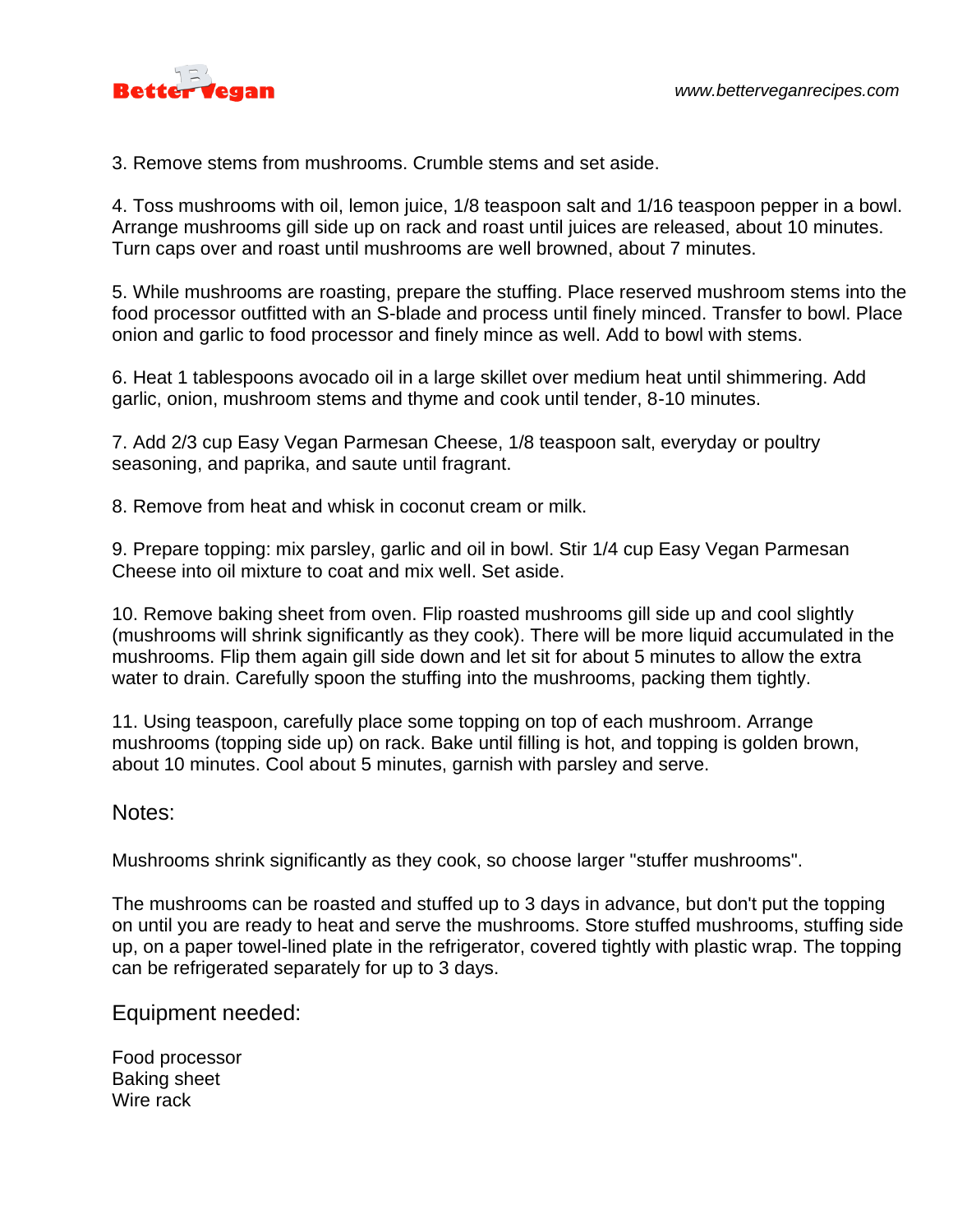3. Remove stems from mushrooms. Crumble stems and set aside.

4. Toss mushrooms with oil, lemon juice, 1/8 teaspoon salt and 1/16 teaspoon pepper in a bowl. Arrange mushrooms gill side up on rack and roast until juices are released, about 10 minutes. Turn caps over and roast until mushrooms are well browned, about 7 minutes.

5. While mushrooms are roasting, prepare the stuffing. Place reserved mushroom stems into the food processor outfitted with an S-blade and process until finely minced. Transfer to bowl. Place onion and garlic to food processor and finely mince as well. Add to bowl with stems.

6. Heat 1 tablespoons avocado oil in a large skillet over medium heat until shimmering. Add garlic, onion, mushroom stems and thyme and cook until tender, 8-10 minutes.

7. Add 2/3 cup Easy Vegan Parmesan Cheese, 1/8 teaspoon salt, everyday or poultry seasoning, and paprika, and saute until fragrant.

8. Remove from heat and whisk in coconut cream or milk.

9. Prepare topping: mix parsley, garlic and oil in bowl. Stir 1/4 cup Easy Vegan Parmesan Cheese into oil mixture to coat and mix well. Set aside.

10. Remove baking sheet from oven. Flip roasted mushrooms gill side up and cool slightly (mushrooms will shrink significantly as they cook). There will be more liquid accumulated in the mushrooms. Flip them again gill side down and let sit for about 5 minutes to allow the extra water to drain. Carefully spoon the stuffing into the mushrooms, packing them tightly.

11. Using teaspoon, carefully place some topping on top of each mushroom. Arrange mushrooms (topping side up) on rack. Bake until filling is hot, and topping is golden brown, about 10 minutes. Cool about 5 minutes, garnish with parsley and serve.

## Notes:

Mushrooms shrink significantly as they cook, so choose larger "stuffer mushrooms".

The mushrooms can be roasted and stuffed up to 3 days in advance, but don't put the topping on until you are ready to heat and serve the mushrooms. Store stuffed mushrooms, stuffing side up, on a paper towel-lined plate in the refrigerator, covered tightly with plastic wrap. The topping can be refrigerated separately for up to 3 days.

## Equipment needed:

Food processor
Baking sheet
Wire rack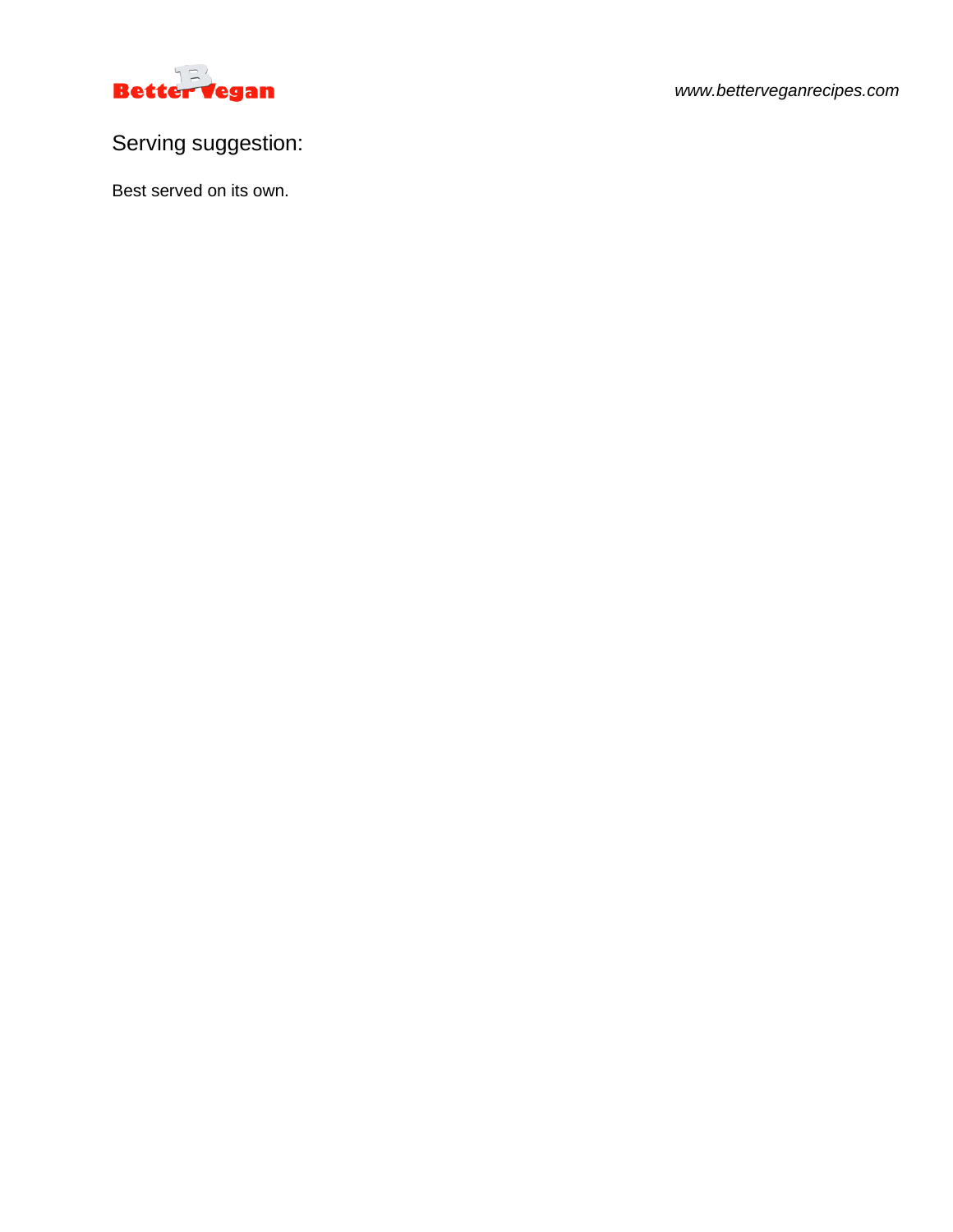## Serving suggestion:

Best served on its own.